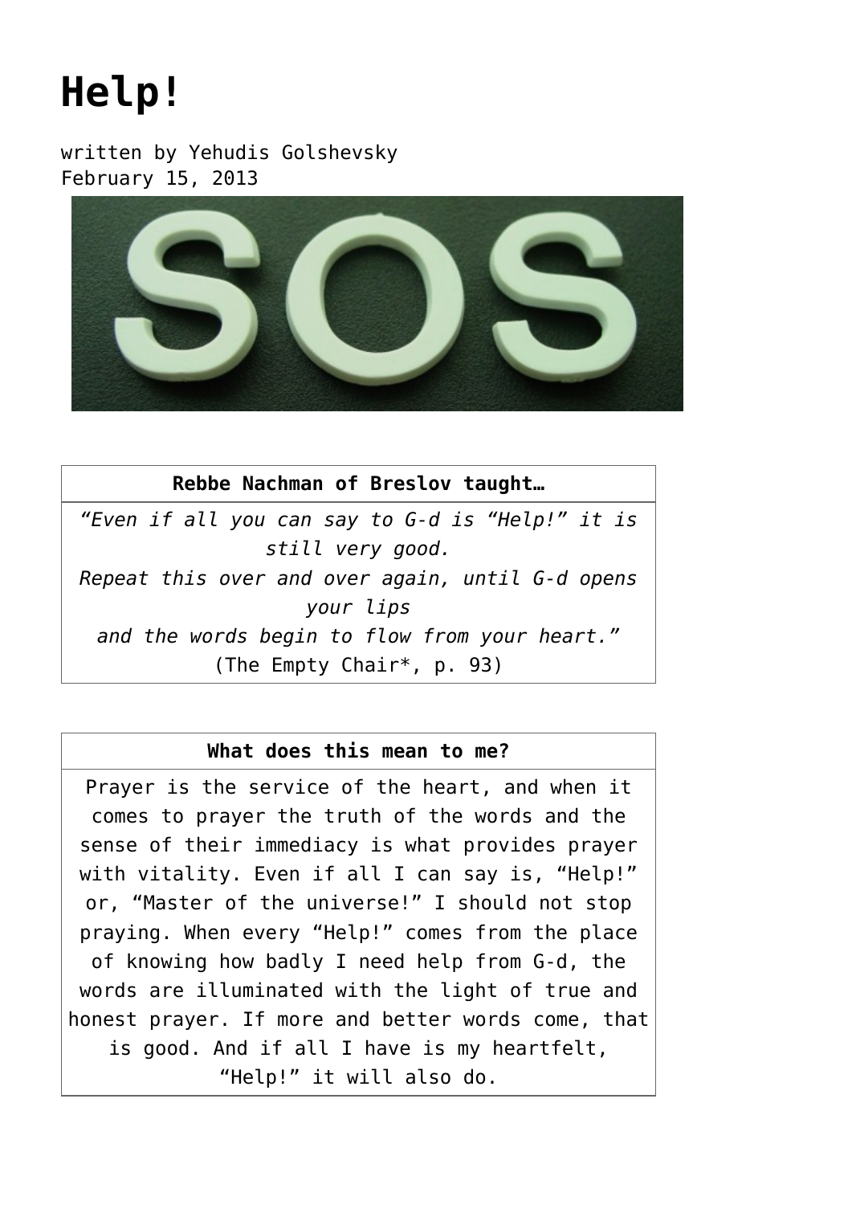# Help!

written by Yehudis Golshevsky
February 15, 2013

| Rebbe Nachman of Breslov taught… |
|---|
| *"Even if all you can say to G-d is "Help!" it is still very good.*<br>*Repeat this over and over again, until G-d opens your lips*<br>*and the words begin to flow from your heart."*<br>(The Empty Chair*, p. 93) |

| What does this mean to me? |
|---|
| Prayer is the service of the heart, and when it comes to prayer the truth of the words and the sense of their immediacy is what provides prayer with vitality. Even if all I can say is, "Help!" or, "Master of the universe!" I should not stop praying. When every "Help!" comes from the place of knowing how badly I need help from G-d, the words are illuminated with the light of true and honest prayer. If more and better words come, that is good. And if all I have is my heartfelt, "Help!" it will also do. |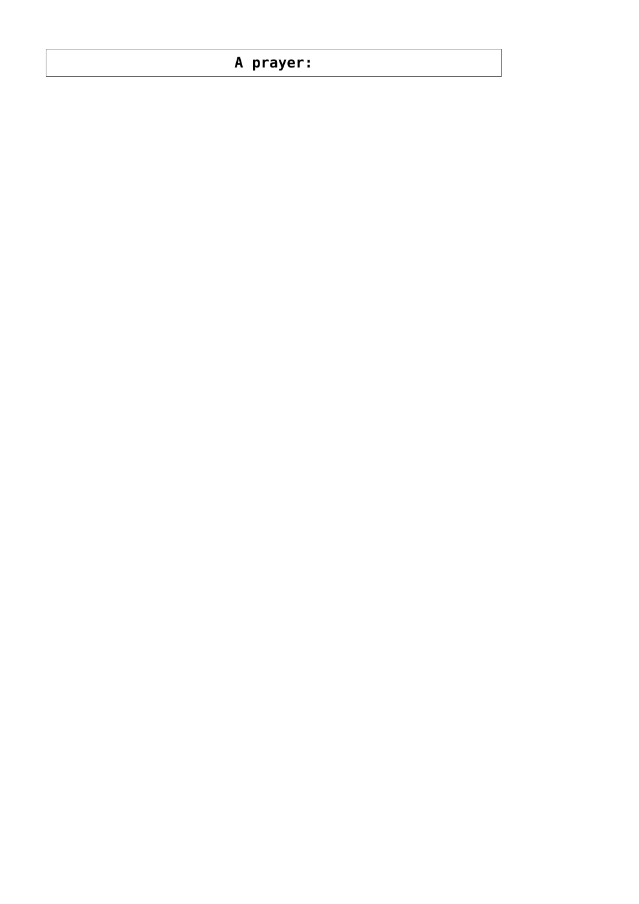**A prayer:**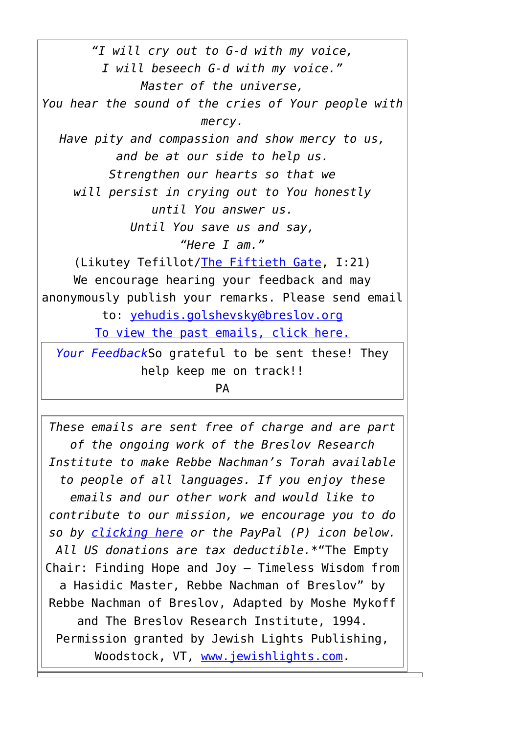*"I will cry out to G-d with my voice,*
*I will beseech G-d with my voice."*
*Master of the universe,*
*You hear the sound of the cries of Your people with mercy.*
*Have pity and compassion and show mercy to us,*
*and be at our side to help us.*
*Strengthen our hearts so that we*
*will persist in crying out to You honestly*
*until You answer us.*
*Until You save us and say,*
*"Here I am."*

(Likutey Tefillot/The Fiftieth Gate, I:21)

We encourage hearing your feedback and may anonymously publish your remarks. Please send email to: yehudis.golshevsky@breslov.org

To view the past emails, click here.

*Your Feedback*So grateful to be sent these! They help keep me on track!!
PA

*These emails are sent free of charge and are part of the ongoing work of the Breslov Research Institute to make Rebbe Nachman's Torah available to people of all languages. If you enjoy these emails and our other work and would like to contribute to our mission, we encourage you to do so by clicking here or the PayPal (P) icon below. All US donations are tax deductible.**"The Empty Chair: Finding Hope and Joy – Timeless Wisdom from a Hasidic Master, Rebbe Nachman of Breslov" by Rebbe Nachman of Breslov, Adapted by Moshe Mykoff and The Breslov Research Institute, 1994. Permission granted by Jewish Lights Publishing, Woodstock, VT, www.jewishlights.com.